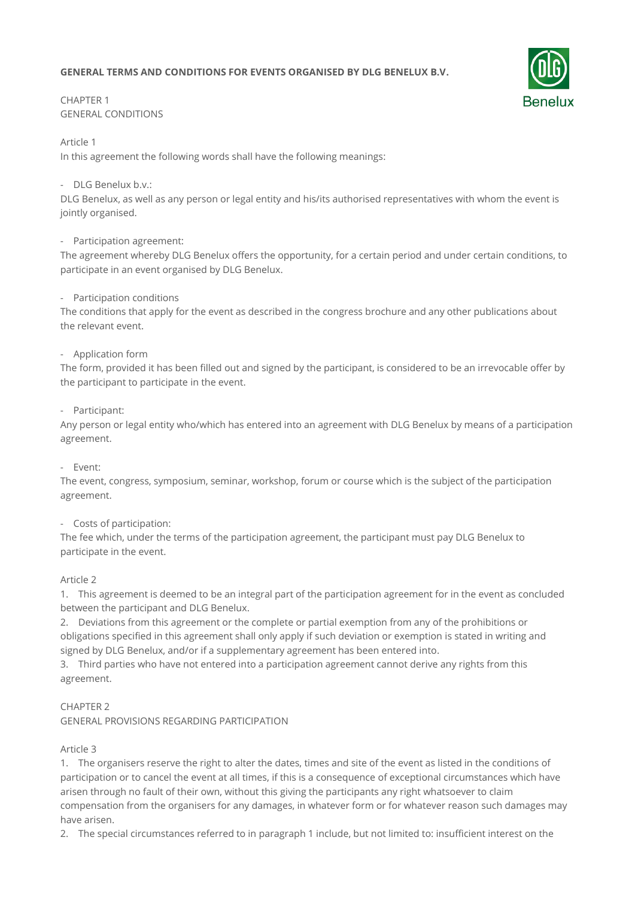# GENERAL TERMS AND CONDITIONS FOR EVENTS ORGANISED BY DLG BENELUX B.V.

## CHAPTER 1
## GENERAL CONDITIONS

### Article 1

In this agreement the following words shall have the following meanings:

- DLG Benelux b.v.:

DLG Benelux, as well as any person or legal entity and his/its authorised representatives with whom the event is jointly organised.

- Participation agreement:

The agreement whereby DLG Benelux offers the opportunity, for a certain period and under certain conditions, to participate in an event organised by DLG Benelux.

- Participation conditions

The conditions that apply for the event as described in the congress brochure and any other publications about the relevant event.

- Application form

The form, provided it has been filled out and signed by the participant, is considered to be an irrevocable offer by the participant to participate in the event.

- Participant:

Any person or legal entity who/which has entered into an agreement with DLG Benelux by means of a participation agreement.

- Event:

The event, congress, symposium, seminar, workshop, forum or course which is the subject of the participation agreement.

- Costs of participation:

The fee which, under the terms of the participation agreement, the participant must pay DLG Benelux to participate in the event.

### Article 2

1. This agreement is deemed to be an integral part of the participation agreement for in the event as concluded between the participant and DLG Benelux.
2. Deviations from this agreement or the complete or partial exemption from any of the prohibitions or obligations specified in this agreement shall only apply if such deviation or exemption is stated in writing and signed by DLG Benelux, and/or if a supplementary agreement has been entered into.
3. Third parties who have not entered into a participation agreement cannot derive any rights from this agreement.

## CHAPTER 2
## GENERAL PROVISIONS REGARDING PARTICIPATION

### Article 3

1. The organisers reserve the right to alter the dates, times and site of the event as listed in the conditions of participation or to cancel the event at all times, if this is a consequence of exceptional circumstances which have arisen through no fault of their own, without this giving the participants any right whatsoever to claim compensation from the organisers for any damages, in whatever form or for whatever reason such damages may have arisen.
2. The special circumstances referred to in paragraph 1 include, but not limited to: insufficient interest on the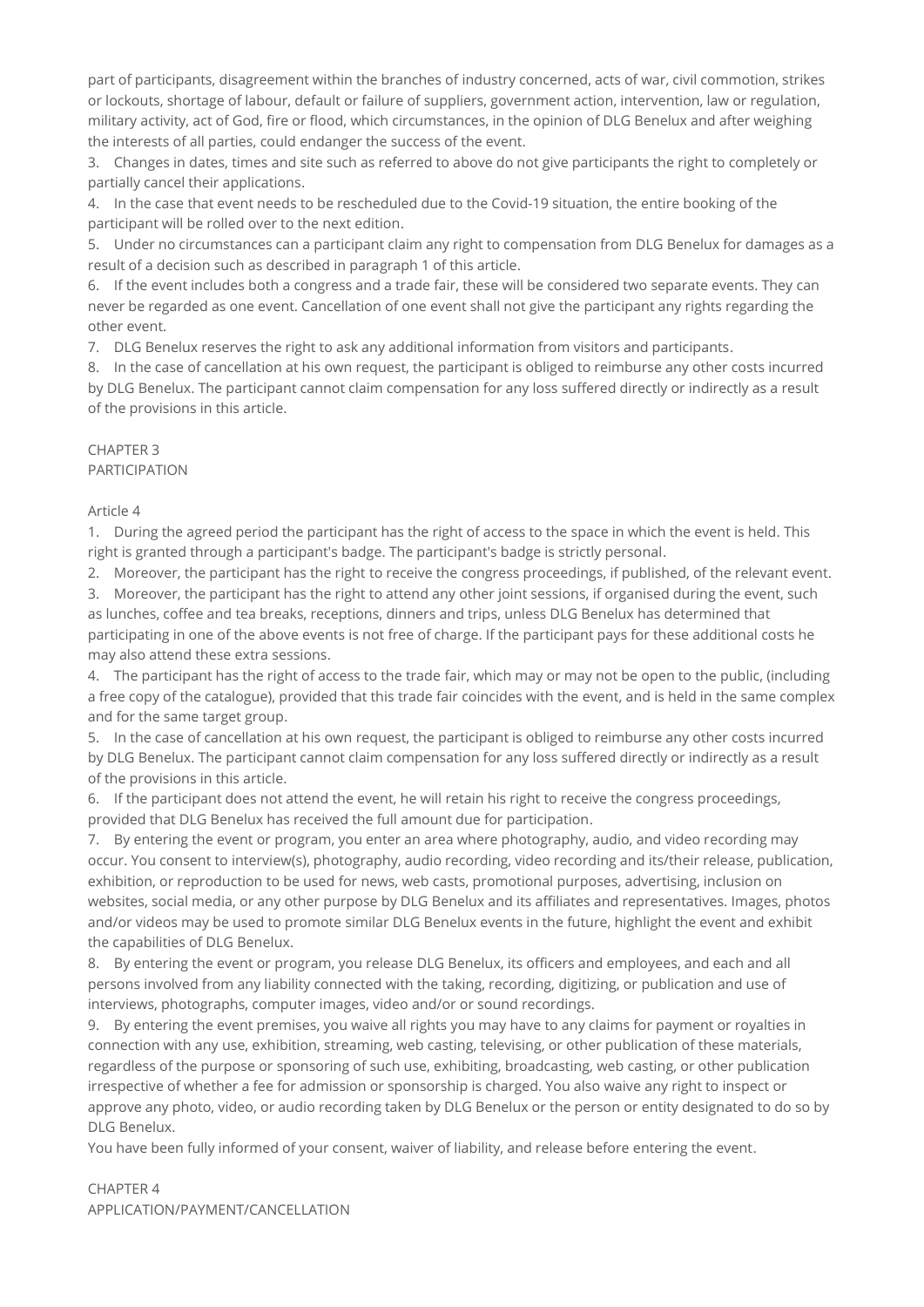part of participants, disagreement within the branches of industry concerned, acts of war, civil commotion, strikes or lockouts, shortage of labour, default or failure of suppliers, government action, intervention, law or regulation, military activity, act of God, fire or flood, which circumstances, in the opinion of DLG Benelux and after weighing the interests of all parties, could endanger the success of the event.

3. Changes in dates, times and site such as referred to above do not give participants the right to completely or partially cancel their applications.

4. In the case that event needs to be rescheduled due to the Covid-19 situation, the entire booking of the participant will be rolled over to the next edition.

5. Under no circumstances can a participant claim any right to compensation from DLG Benelux for damages as a result of a decision such as described in paragraph 1 of this article.

6. If the event includes both a congress and a trade fair, these will be considered two separate events. They can never be regarded as one event. Cancellation of one event shall not give the participant any rights regarding the other event.

7. DLG Benelux reserves the right to ask any additional information from visitors and participants.

8. In the case of cancellation at his own request, the participant is obliged to reimburse any other costs incurred by DLG Benelux. The participant cannot claim compensation for any loss suffered directly or indirectly as a result of the provisions in this article.

## CHAPTER 3
## PARTICIPATION

### Article 4

1. During the agreed period the participant has the right of access to the space in which the event is held. This right is granted through a participant's badge. The participant's badge is strictly personal.

2. Moreover, the participant has the right to receive the congress proceedings, if published, of the relevant event.

3. Moreover, the participant has the right to attend any other joint sessions, if organised during the event, such as lunches, coffee and tea breaks, receptions, dinners and trips, unless DLG Benelux has determined that participating in one of the above events is not free of charge. If the participant pays for these additional costs he may also attend these extra sessions.

4. The participant has the right of access to the trade fair, which may or may not be open to the public, (including a free copy of the catalogue), provided that this trade fair coincides with the event, and is held in the same complex and for the same target group.

5. In the case of cancellation at his own request, the participant is obliged to reimburse any other costs incurred by DLG Benelux. The participant cannot claim compensation for any loss suffered directly or indirectly as a result of the provisions in this article.

6. If the participant does not attend the event, he will retain his right to receive the congress proceedings, provided that DLG Benelux has received the full amount due for participation.

7. By entering the event or program, you enter an area where photography, audio, and video recording may occur. You consent to interview(s), photography, audio recording, video recording and its/their release, publication, exhibition, or reproduction to be used for news, web casts, promotional purposes, advertising, inclusion on websites, social media, or any other purpose by DLG Benelux and its affiliates and representatives. Images, photos and/or videos may be used to promote similar DLG Benelux events in the future, highlight the event and exhibit the capabilities of DLG Benelux.

8. By entering the event or program, you release DLG Benelux, its officers and employees, and each and all persons involved from any liability connected with the taking, recording, digitizing, or publication and use of interviews, photographs, computer images, video and/or or sound recordings.

9. By entering the event premises, you waive all rights you may have to any claims for payment or royalties in connection with any use, exhibition, streaming, web casting, televising, or other publication of these materials, regardless of the purpose or sponsoring of such use, exhibiting, broadcasting, web casting, or other publication irrespective of whether a fee for admission or sponsorship is charged. You also waive any right to inspect or approve any photo, video, or audio recording taken by DLG Benelux or the person or entity designated to do so by DLG Benelux.

You have been fully informed of your consent, waiver of liability, and release before entering the event.

## CHAPTER 4
## APPLICATION/PAYMENT/CANCELLATION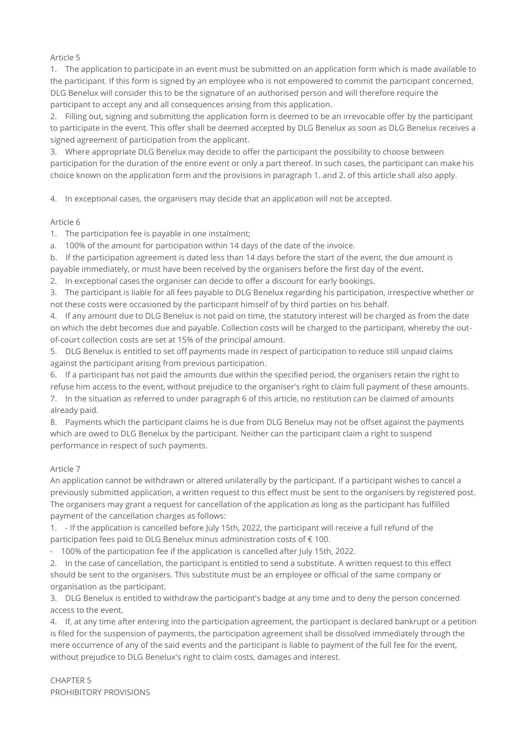Article 5

1. The application to participate in an event must be submitted on an application form which is made available to the participant. If this form is signed by an employee who is not empowered to commit the participant concerned, DLG Benelux will consider this to be the signature of an authorised person and will therefore require the participant to accept any and all consequences arising from this application.
2. Filling out, signing and submitting the application form is deemed to be an irrevocable offer by the participant to participate in the event. This offer shall be deemed accepted by DLG Benelux as soon as DLG Benelux receives a signed agreement of participation from the applicant.
3. Where appropriate DLG Benelux may decide to offer the participant the possibility to choose between participation for the duration of the entire event or only a part thereof. In such cases, the participant can make his choice known on the application form and the provisions in paragraph 1. and 2. of this article shall also apply.
4. In exceptional cases, the organisers may decide that an application will not be accepted.

Article 6

1. The participation fee is payable in one instalment;

a. 100% of the amount for participation within 14 days of the date of the invoice.

b. If the participation agreement is dated less than 14 days before the start of the event, the due amount is payable immediately, or must have been received by the organisers before the first day of the event.

2. In exceptional cases the organiser can decide to offer a discount for early bookings.
3. The participant is liable for all fees payable to DLG Benelux regarding his participation, irrespective whether or not these costs were occasioned by the participant himself of by third parties on his behalf.
4. If any amount due to DLG Benelux is not paid on time, the statutory interest will be charged as from the date on which the debt becomes due and payable. Collection costs will be charged to the participant, whereby the out-of-court collection costs are set at 15% of the principal amount.
5. DLG Benelux is entitled to set off payments made in respect of participation to reduce still unpaid claims against the participant arising from previous participation.
6. If a participant has not paid the amounts due within the specified period, the organisers retain the right to refuse him access to the event, without prejudice to the organiser's right to claim full payment of these amounts.
7. In the situation as referred to under paragraph 6 of this article, no restitution can be claimed of amounts already paid.
8. Payments which the participant claims he is due from DLG Benelux may not be offset against the payments which are owed to DLG Benelux by the participant. Neither can the participant claim a right to suspend performance in respect of such payments.

Article 7

An application cannot be withdrawn or altered unilaterally by the participant. If a participant wishes to cancel a previously submitted application, a written request to this effect must be sent to the organisers by registered post. The organisers may grant a request for cancellation of the application as long as the participant has fulfilled payment of the cancellation charges as follows:

1. - If the application is cancelled before July 15th, 2022, the participant will receive a full refund of the participation fees paid to DLG Benelux minus administration costs of € 100.

- 100% of the participation fee if the application is cancelled after July 15th, 2022.

2. In the case of cancellation, the participant is entitled to send a substitute. A written request to this effect should be sent to the organisers. This substitute must be an employee or official of the same company or organisation as the participant.
3. DLG Benelux is entitled to withdraw the participant's badge at any time and to deny the person concerned access to the event.
4. If, at any time after entering into the participation agreement, the participant is declared bankrupt or a petition is filed for the suspension of payments, the participation agreement shall be dissolved immediately through the mere occurrence of any of the said events and the participant is liable to payment of the full fee for the event, without prejudice to DLG Benelux's right to claim costs, damages and interest.

## CHAPTER 5
## PROHIBITORY PROVISIONS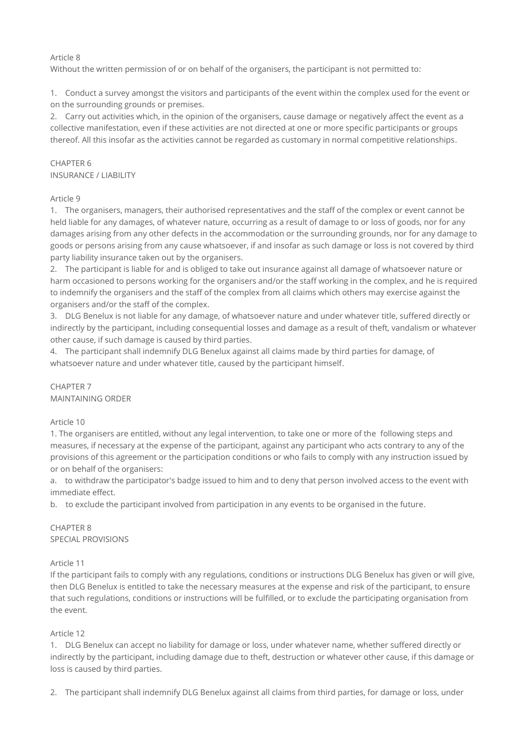Article 8

Without the written permission of or on behalf of the organisers, the participant is not permitted to:

1. Conduct a survey amongst the visitors and participants of the event within the complex used for the event or on the surrounding grounds or premises.
2. Carry out activities which, in the opinion of the organisers, cause damage or negatively affect the event as a collective manifestation, even if these activities are not directed at one or more specific participants or groups thereof. All this insofar as the activities cannot be regarded as customary in normal competitive relationships.

## CHAPTER 6
## INSURANCE / LIABILITY

Article 9

1. The organisers, managers, their authorised representatives and the staff of the complex or event cannot be held liable for any damages, of whatever nature, occurring as a result of damage to or loss of goods, nor for any damages arising from any other defects in the accommodation or the surrounding grounds, nor for any damage to goods or persons arising from any cause whatsoever, if and insofar as such damage or loss is not covered by third party liability insurance taken out by the organisers.
2. The participant is liable for and is obliged to take out insurance against all damage of whatsoever nature or harm occasioned to persons working for the organisers and/or the staff working in the complex, and he is required to indemnify the organisers and the staff of the complex from all claims which others may exercise against the organisers and/or the staff of the complex.
3. DLG Benelux is not liable for any damage, of whatsoever nature and under whatever title, suffered directly or indirectly by the participant, including consequential losses and damage as a result of theft, vandalism or whatever other cause, if such damage is caused by third parties.
4. The participant shall indemnify DLG Benelux against all claims made by third parties for damage, of whatsoever nature and under whatever title, caused by the participant himself.

## CHAPTER 7
## MAINTAINING ORDER

Article 10

1. The organisers are entitled, without any legal intervention, to take one or more of the following steps and measures, if necessary at the expense of the participant, against any participant who acts contrary to any of the provisions of this agreement or the participation conditions or who fails to comply with any instruction issued by or on behalf of the organisers:

a. to withdraw the participator's badge issued to him and to deny that person involved access to the event with immediate effect.

b. to exclude the participant involved from participation in any events to be organised in the future.

## CHAPTER 8
## SPECIAL PROVISIONS

Article 11

If the participant fails to comply with any regulations, conditions or instructions DLG Benelux has given or will give, then DLG Benelux is entitled to take the necessary measures at the expense and risk of the participant, to ensure that such regulations, conditions or instructions will be fulfilled, or to exclude the participating organisation from the event.

Article 12

1. DLG Benelux can accept no liability for damage or loss, under whatever name, whether suffered directly or indirectly by the participant, including damage due to theft, destruction or whatever other cause, if this damage or loss is caused by third parties.

2. The participant shall indemnify DLG Benelux against all claims from third parties, for damage or loss, under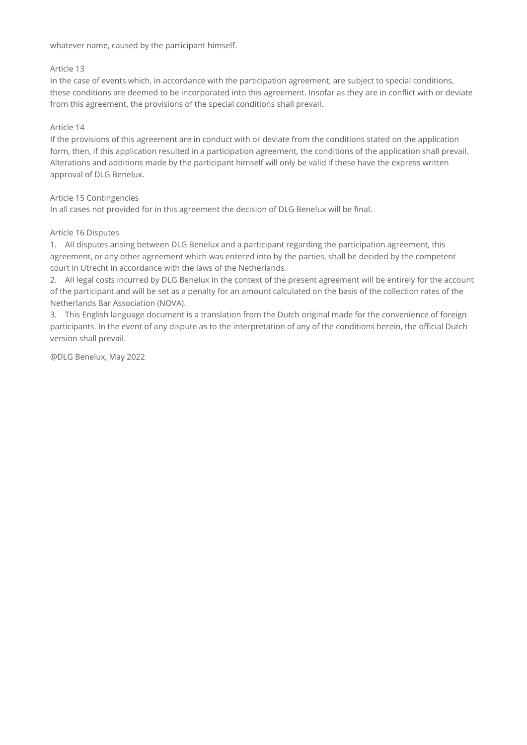whatever name, caused by the participant himself.

Article 13

In the case of events which, in accordance with the participation agreement, are subject to special conditions, these conditions are deemed to be incorporated into this agreement. Insofar as they are in conflict with or deviate from this agreement, the provisions of the special conditions shall prevail.

Article 14

If the provisions of this agreement are in conduct with or deviate from the conditions stated on the application form, then, if this application resulted in a participation agreement, the conditions of the application shall prevail. Alterations and additions made by the participant himself will only be valid if these have the express written approval of DLG Benelux.

Article 15 Contingencies

In all cases not provided for in this agreement the decision of DLG Benelux will be final.

Article 16 Disputes

1. AII disputes arising between DLG Benelux and a participant regarding the participation agreement, this agreement, or any other agreement which was entered into by the parties, shall be decided by the competent court in Utrecht in accordance with the laws of the Netherlands.
2. AII legal costs incurred by DLG Benelux in the context of the present agreement will be entirely for the account of the participant and will be set as a penalty for an amount calculated on the basis of the collection rates of the Netherlands Bar Association (NOVA).
3. This English language document is a translation from the Dutch original made for the convenience of foreign participants. In the event of any dispute as to the interpretation of any of the conditions herein, the official Dutch version shall prevail.

@DLG Benelux, May 2022